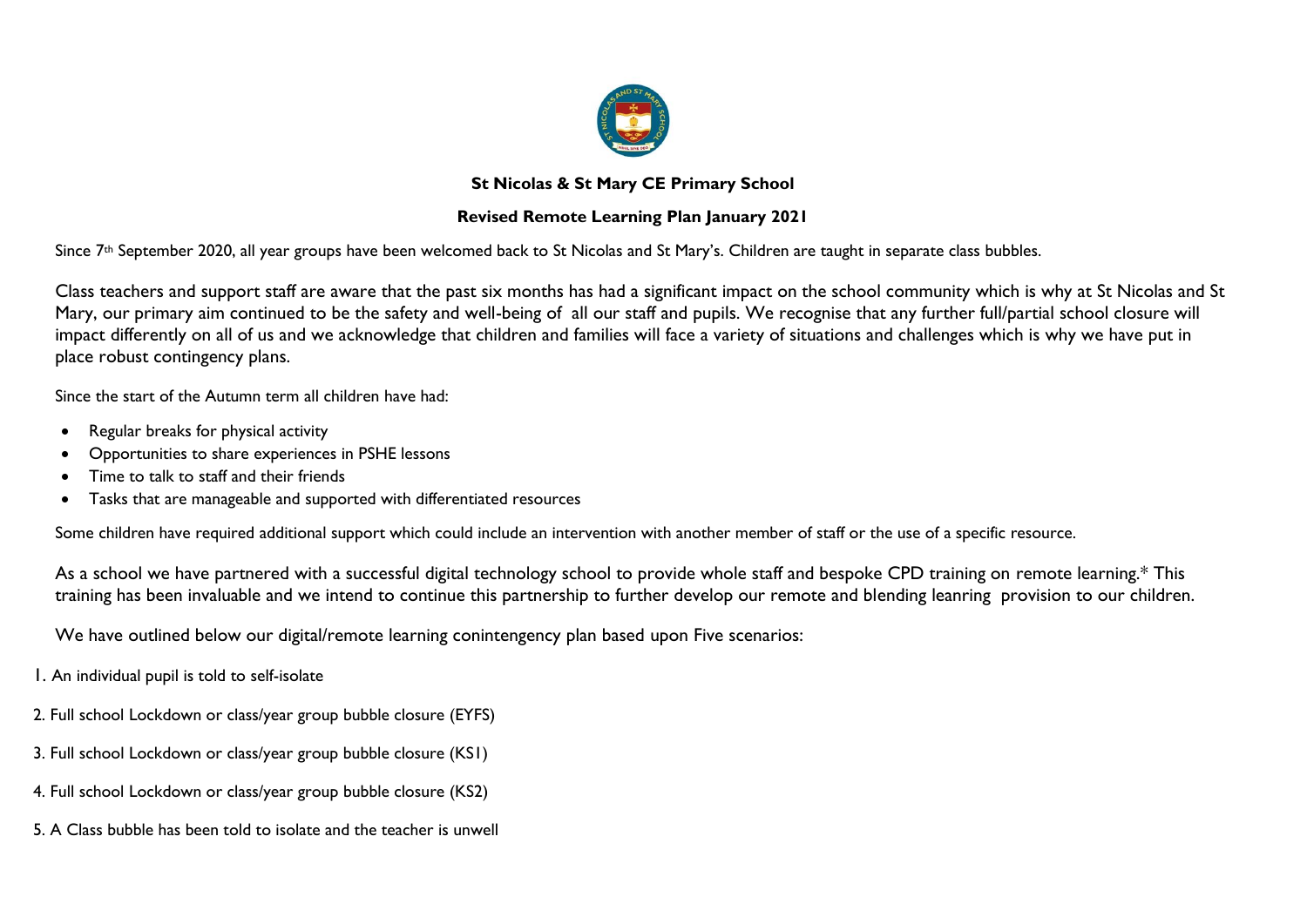**St Nicolas & St Mary CE Primary School**

**Revised Remote Learning Plan January 2021**

Since 7th September 2020, all year groups have been welcomed back to St Nicolas and St Mary's. Children are taught in separate class bubbles.

Class teachers and support staff are aware that the past six months has had a significant impact on the school community which is why at St Nicolas and St Mary, our primary aim continued to be the safety and well-being of all our staff and pupils. We recognise that any further full/partial school closure will impact differently on all of us and we acknowledge that children and families will face a variety of situations and challenges which is why we have put in place robust contingency plans.

Since the start of the Autumn term all children have had:

- Regular breaks for physical activity
- Opportunities to share experiences in PSHE lessons
- Time to talk to staff and their friends
- Tasks that are manageable and supported with differentiated resources

Some children have required additional support which could include an intervention with another member of staff or the use of a specific resource.

As a school we have partnered with a successful digital technology school to provide whole staff and bespoke CPD training on remote learning.* This training has been invaluable and we intend to continue this partnership to further develop our remote and blending leanring provision to our children.

We have outlined below our digital/remote learning conintengency plan based upon Five scenarios:

1. An individual pupil is told to self-isolate
2. Full school Lockdown or class/year group bubble closure (EYFS)
3. Full school Lockdown or class/year group bubble closure (KS1)
4. Full school Lockdown or class/year group bubble closure (KS2)
5. A Class bubble has been told to isolate and the teacher is unwell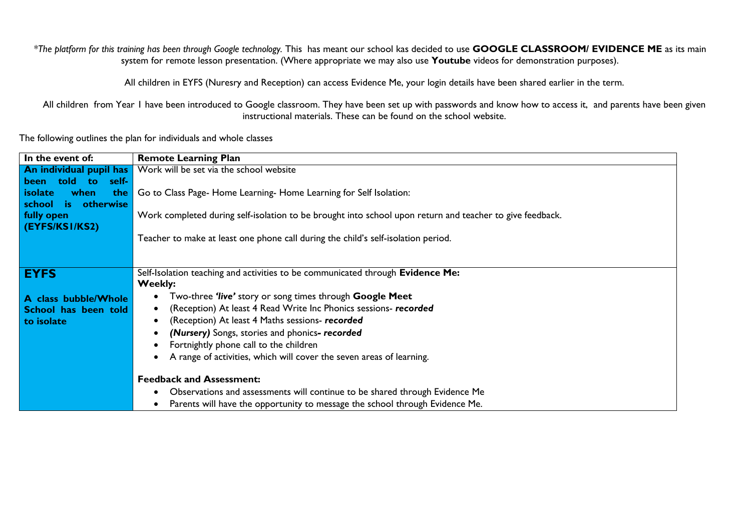*\*The platform for this training has been through Google technology.* This has meant our school kas decided to use **GOOGLE CLASSROOM/ EVIDENCE ME** as its main system for remote lesson presentation. (Where appropriate we may also use **Youtube** videos for demonstration purposes).

All children in EYFS (Nuresry and Reception) can access Evidence Me, your login details have been shared earlier in the term.

All children from Year 1 have been introduced to Google classroom. They have been set up with passwords and know how to access it, and parents have been given instructional materials. These can be found on the school website.

The following outlines the plan for individuals and whole classes

| **In the event of:** | **Remote Learning Plan** |
|---|---|
| **An individual pupil has been told to self-isolate when the school is otherwise fully open (EYFS/KS1/KS2)** | Work will be set via the school website<br><br>Go to Class Page- Home Learning- Home Learning for Self Isolation:<br><br>Work completed during self-isolation to be brought into school upon return and teacher to give feedback.<br><br>Teacher to make at least one phone call during the child's self-isolation period. |
| **EYFS**<br><br>**A class bubble/Whole School has been told to isolate** | Self-Isolation teaching and activities to be communicated through **Evidence Me:**<br>**Weekly:**<br>• Two-three ***'live'*** story or song times through **Google Meet**<br>• (Reception) At least 4 Read Write Inc Phonics sessions- ***recorded***<br>• (Reception) At least 4 Maths sessions- ***recorded***<br>• ***(Nursery)*** Songs, stories and phonics***- recorded***<br>• Fortnightly phone call to the children<br>• A range of activities, which will cover the seven areas of learning.<br><br>**Feedback and Assessment:**<br>• Observations and assessments will continue to be shared through Evidence Me<br>• Parents will have the opportunity to message the school through Evidence Me. |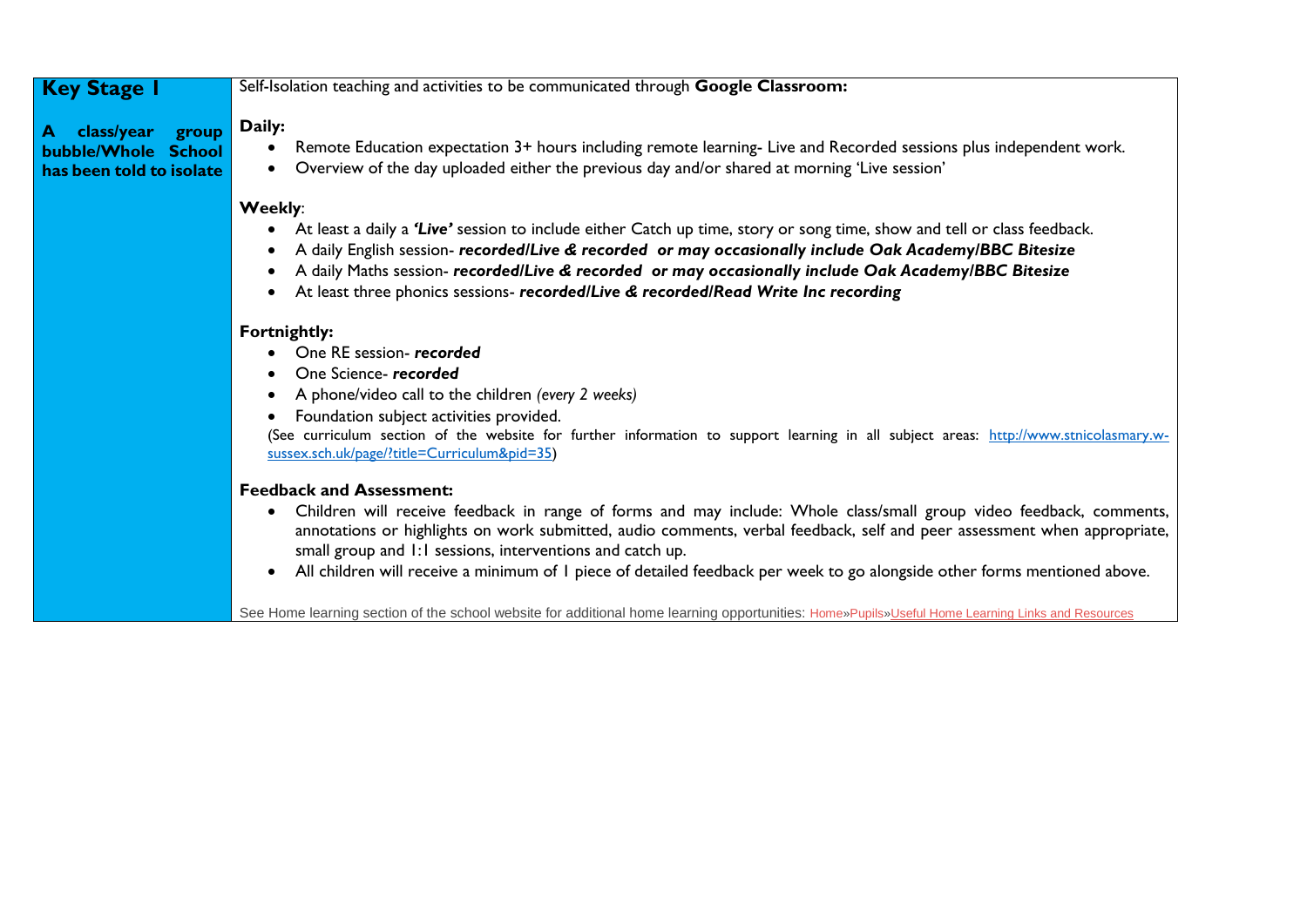| **Key Stage 1**<br><br>**A class/year group bubble/Whole School has been told to isolate** | Self-Isolation teaching and activities to be communicated through **Google Classroom:**<br><br>**Daily:**<br>• Remote Education expectation 3+ hours including remote learning- Live and Recorded sessions plus independent work.<br>• Overview of the day uploaded either the previous day and/or shared at morning 'Live session'<br><br>**Weekly**:<br>• At least a daily a ***'Live'*** session to include either Catch up time, story or song time, show and tell or class feedback.<br>• A daily English session- ***recorded/Live & recorded or may occasionally include Oak Academy/BBC Bitesize***<br>• A daily Maths session- ***recorded/Live & recorded or may occasionally include Oak Academy/BBC Bitesize***<br>• At least three phonics sessions- ***recorded/Live & recorded/Read Write Inc recording***<br><br>**Fortnightly:**<br>• One RE session- ***recorded***<br>• One Science- ***recorded***<br>• A phone/video call to the children *(every 2 weeks)*<br>• Foundation subject activities provided.<br>(See curriculum section of the website for further information to support learning in all subject areas: http://www.stnicolasmary.w-sussex.sch.uk/page/?title=Curriculum&pid=35)<br><br>**Feedback and Assessment:**<br>• Children will receive feedback in range of forms and may include: Whole class/small group video feedback, comments, annotations or highlights on work submitted, audio comments, verbal feedback, self and peer assessment when appropriate, small group and 1:1 sessions, interventions and catch up.<br>• All children will receive a minimum of 1 piece of detailed feedback per week to go alongside other forms mentioned above.<br><br>See Home learning section of the school website for additional home learning opportunities: Home»Pupils»Useful Home Learning Links and Resources |
|---|---|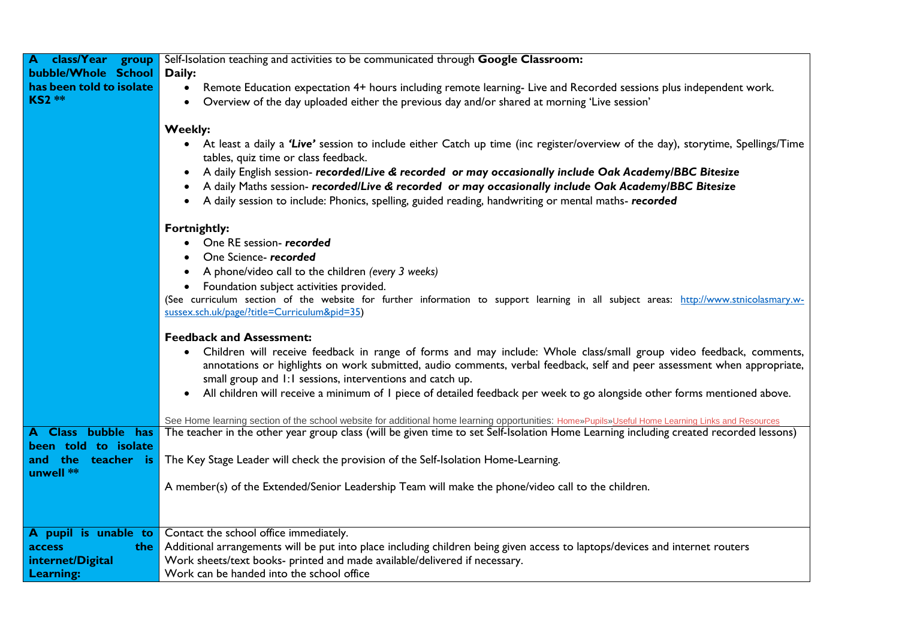| | |
|---|---|
| **A class/Year group bubble/Whole School has been told to isolate KS2 \*\*** | Self-Isolation teaching and activities to be communicated through **Google Classroom:**<br>**Daily:**<br>• Remote Education expectation 4+ hours including remote learning- Live and Recorded sessions plus independent work.<br>• Overview of the day uploaded either the previous day and/or shared at morning 'Live session'<br><br>**Weekly:**<br>• At least a daily a ***'Live'*** session to include either Catch up time (inc register/overview of the day), storytime, Spellings/Time tables, quiz time or class feedback.<br>• A daily English session- ***recorded/Live & recorded or may occasionally include Oak Academy/BBC Bitesize***<br>• A daily Maths session- ***recorded/Live & recorded or may occasionally include Oak Academy/BBC Bitesize***<br>• A daily session to include: Phonics, spelling, guided reading, handwriting or mental maths- ***recorded***<br><br>**Fortnightly:**<br>• One RE session- ***recorded***<br>• One Science- ***recorded***<br>• A phone/video call to the children *(every 3 weeks)*<br>• Foundation subject activities provided.<br>(See curriculum section of the website for further information to support learning in all subject areas: http://www.stnicolasmary.w-sussex.sch.uk/page/?title=Curriculum&pid=35)<br><br>**Feedback and Assessment:**<br>• Children will receive feedback in range of forms and may include: Whole class/small group video feedback, comments, annotations or highlights on work submitted, audio comments, verbal feedback, self and peer assessment when appropriate, small group and 1:1 sessions, interventions and catch up.<br>• All children will receive a minimum of 1 piece of detailed feedback per week to go alongside other forms mentioned above.<br><br>See Home learning section of the school website for additional home learning opportunities: Home»Pupils»Useful Home Learning Links and Resources |
| **A Class bubble has been told to isolate and the teacher is unwell \*\*** | The teacher in the other year group class (will be given time to set Self-Isolation Home Learning including created recorded lessons)<br><br>The Key Stage Leader will check the provision of the Self-Isolation Home-Learning.<br><br>A member(s) of the Extended/Senior Leadership Team will make the phone/video call to the children. |
| **A pupil is unable to access the internet/Digital Learning:** | Contact the school office immediately.<br>Additional arrangements will be put into place including children being given access to laptops/devices and internet routers<br>Work sheets/text books- printed and made available/delivered if necessary.<br>Work can be handed into the school office |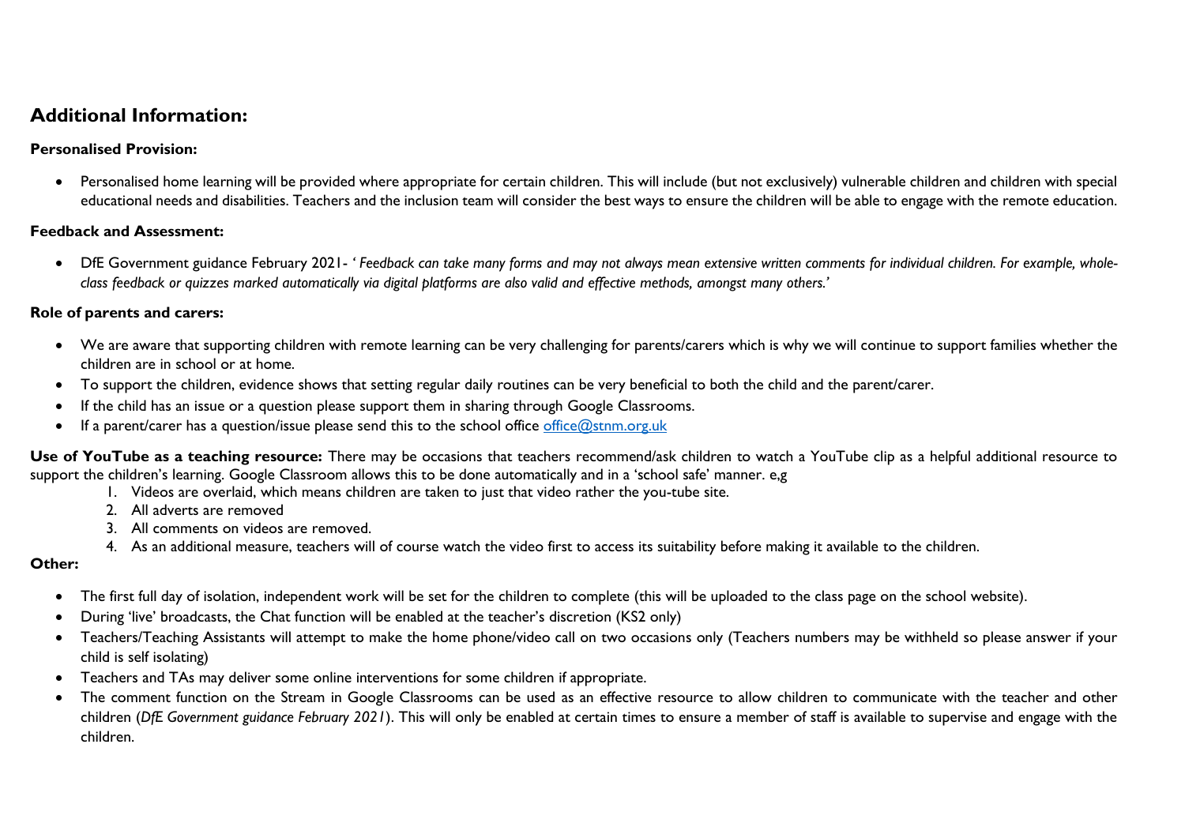## Additional Information:

**Personalised Provision:**

- Personalised home learning will be provided where appropriate for certain children. This will include (but not exclusively) vulnerable children and children with special educational needs and disabilities. Teachers and the inclusion team will consider the best ways to ensure the children will be able to engage with the remote education.

**Feedback and Assessment:**

- DfE Government guidance February 2021- *' Feedback can take many forms and may not always mean extensive written comments for individual children. For example, whole-class feedback or quizzes marked automatically via digital platforms are also valid and effective methods, amongst many others.'*

**Role of parents and carers:**

- We are aware that supporting children with remote learning can be very challenging for parents/carers which is why we will continue to support families whether the children are in school or at home.
- To support the children, evidence shows that setting regular daily routines can be very beneficial to both the child and the parent/carer.
- If the child has an issue or a question please support them in sharing through Google Classrooms.
- If a parent/carer has a question/issue please send this to the school office [office@stnm.org.uk](mailto:office@stnm.org.uk)

**Use of YouTube as a teaching resource:** There may be occasions that teachers recommend/ask children to watch a YouTube clip as a helpful additional resource to support the children's learning. Google Classroom allows this to be done automatically and in a 'school safe' manner. e,g

1. Videos are overlaid, which means children are taken to just that video rather the you-tube site.
2. All adverts are removed
3. All comments on videos are removed.
4. As an additional measure, teachers will of course watch the video first to access its suitability before making it available to the children.

**Other:**

- The first full day of isolation, independent work will be set for the children to complete (this will be uploaded to the class page on the school website).
- During 'live' broadcasts, the Chat function will be enabled at the teacher's discretion (KS2 only)
- Teachers/Teaching Assistants will attempt to make the home phone/video call on two occasions only (Teachers numbers may be withheld so please answer if your child is self isolating)
- Teachers and TAs may deliver some online interventions for some children if appropriate.
- The comment function on the Stream in Google Classrooms can be used as an effective resource to allow children to communicate with the teacher and other children (*DfE Government guidance February 2021*). This will only be enabled at certain times to ensure a member of staff is available to supervise and engage with the children.